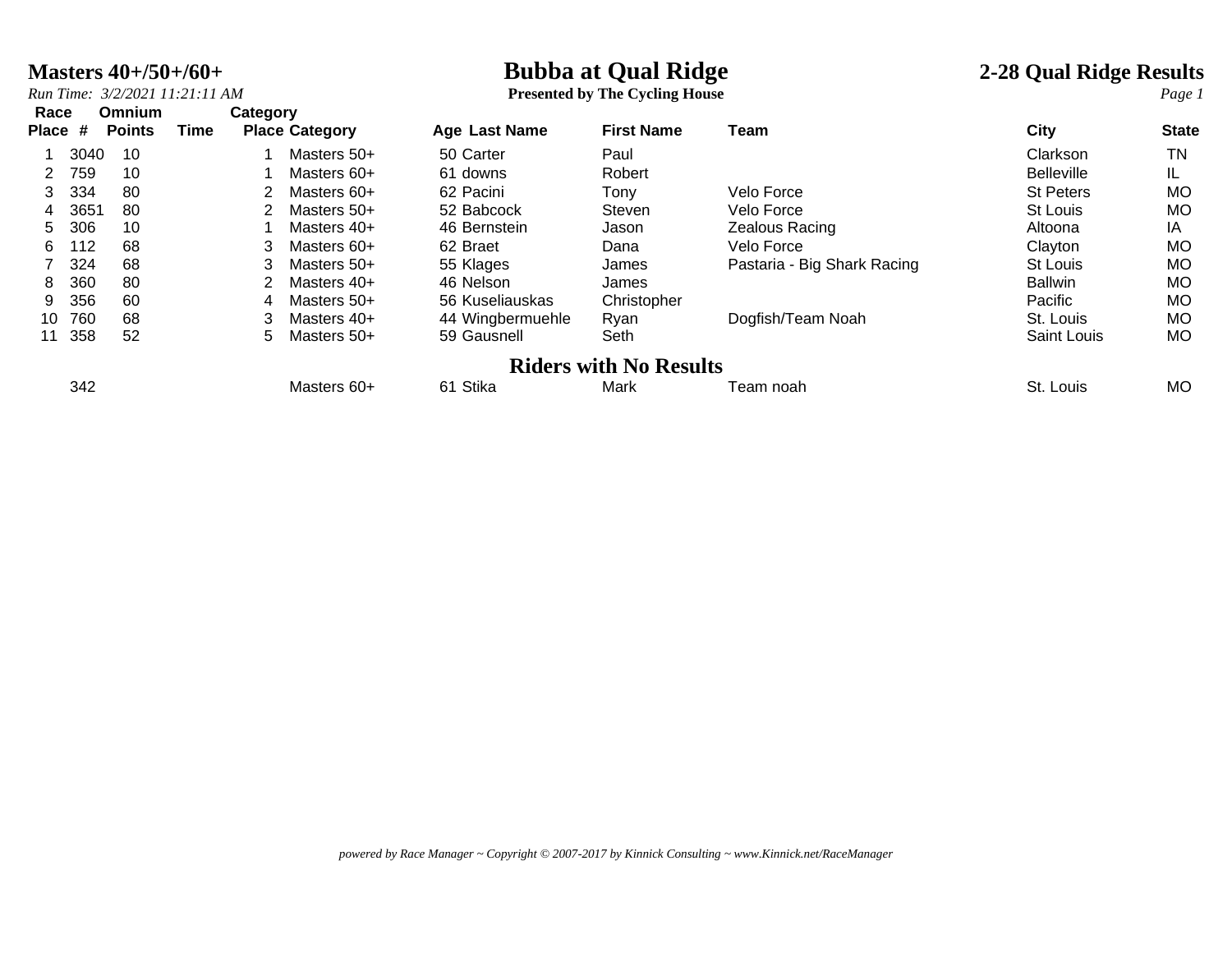# Masters 40+/50+/60+

*Run Time: 3/2/2021 11:21:11 AM*

# Bubba at Qual Ridge

**Presented by The Cycling House**

## 2-28 Qual Ridge Results

| Race Place | # | Omnium Points | Time | Category Place | Category | Age | Last Name | First Name | Team | City | State |
|---|---|---|---|---|---|---|---|---|---|---|---|
| 1 | 3040 | 10 | | 1 | Masters 50+ | 50 | Carter | Paul | | Clarkson | TN |
| 2 | 759 | 10 | | 1 | Masters 60+ | 61 | downs | Robert | | Belleville | IL |
| 3 | 334 | 80 | | 2 | Masters 60+ | 62 | Pacini | Tony | Velo Force | St Peters | MO |
| 4 | 3651 | 80 | | 2 | Masters 50+ | 52 | Babcock | Steven | Velo Force | St Louis | MO |
| 5 | 306 | 10 | | 1 | Masters 40+ | 46 | Bernstein | Jason | Zealous Racing | Altoona | IA |
| 6 | 112 | 68 | | 3 | Masters 60+ | 62 | Braet | Dana | Velo Force | Clayton | MO |
| 7 | 324 | 68 | | 3 | Masters 50+ | 55 | Klages | James | Pastaria - Big Shark Racing | St Louis | MO |
| 8 | 360 | 80 | | 2 | Masters 40+ | 46 | Nelson | James | | Ballwin | MO |
| 9 | 356 | 60 | | 4 | Masters 50+ | 56 | Kuseliauskas | Christopher | | Pacific | MO |
| 10 | 760 | 68 | | 3 | Masters 40+ | 44 | Wingbermuehle | Ryan | Dogfish/Team Noah | St. Louis | MO |
| 11 | 358 | 52 | | 5 | Masters 50+ | 59 | Gausnell | Seth | | Saint Louis | MO |

## Riders with No Results

| Race Place | # | Omnium Points | Time | Category Place | Category | Age | Last Name | First Name | Team | City | State |
|---|---|---|---|---|---|---|---|---|---|---|---|
| | 342 | | | | Masters 60+ | 61 | Stika | Mark | Team noah | St. Louis | MO |

*powered by Race Manager ~ Copyright © 2007-2017 by Kinnick Consulting ~ www.Kinnick.net/RaceManager*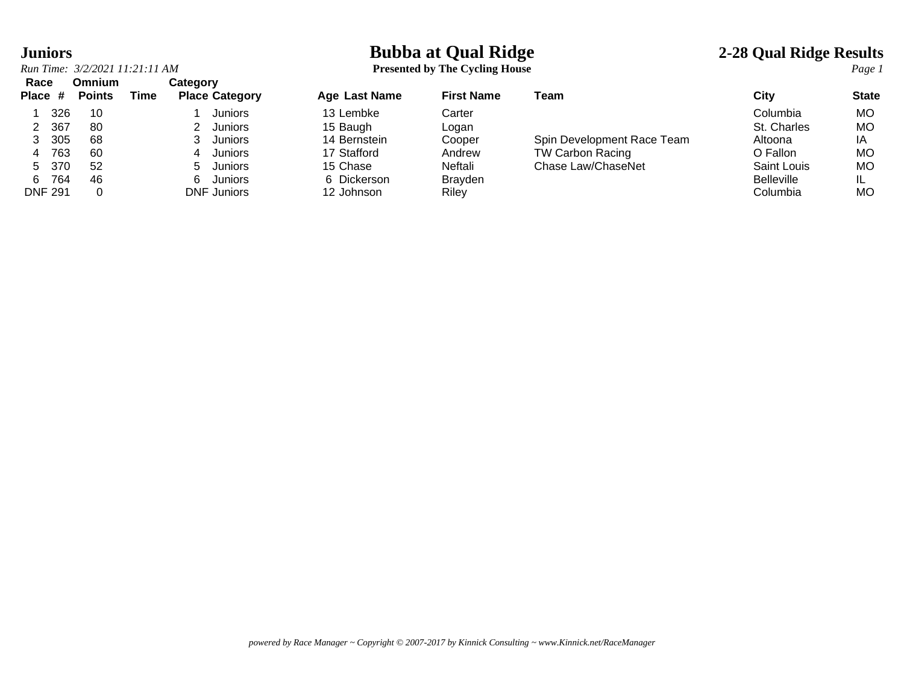# Bubba at Qual Ridge

**Presented by The Cycling House**

## Juniors

**2-28 Qual Ridge Results**

*Run Time: 3/2/2021 11:21:11 AM*

| Race Place | # | Omnium Points | Time | Category Place | Category | Age | Last Name | First Name | Team | City | State |
|---|---|---|---|---|---|---|---|---|---|---|---|
| 1 | 326 | 10 | | 1 | Juniors | 13 | Lembke | Carter | | Columbia | MO |
| 2 | 367 | 80 | | 2 | Juniors | 15 | Baugh | Logan | | St. Charles | MO |
| 3 | 305 | 68 | | 3 | Juniors | 14 | Bernstein | Cooper | Spin Development Race Team | Altoona | IA |
| 4 | 763 | 60 | | 4 | Juniors | 17 | Stafford | Andrew | TW Carbon Racing | O Fallon | MO |
| 5 | 370 | 52 | | 5 | Juniors | 15 | Chase | Neftali | Chase Law/ChaseNet | Saint Louis | MO |
| 6 | 764 | 46 | | 6 | Juniors | 6 | Dickerson | Brayden | | Belleville | IL |
| DNF | 291 | 0 | | DNF | Juniors | 12 | Johnson | Riley | | Columbia | MO |

*powered by Race Manager ~ Copyright © 2007-2017 by Kinnick Consulting ~ www.Kinnick.net/RaceManager*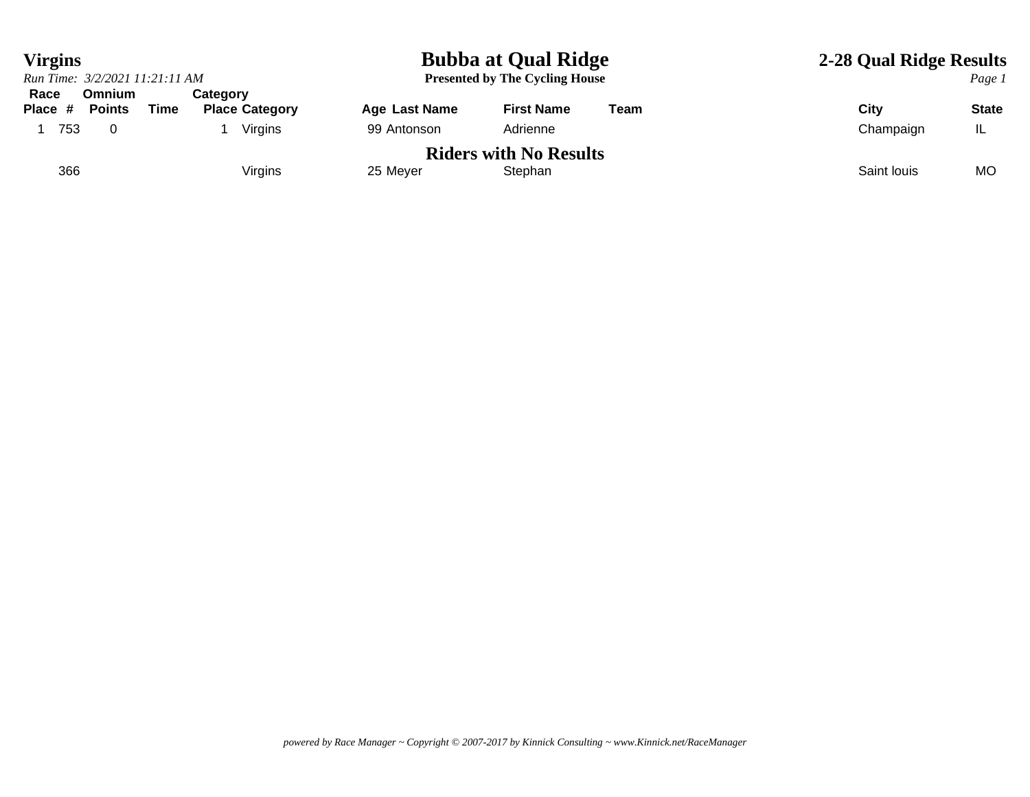# Bubba at Qual Ridge

**Presented by The Cycling House**

## Virgins

*Run Time: 3/2/2021 11:21:11 AM*

**2-28 Qual Ridge Results**

| Race Place | # | Omnium Points | Time | Category Place | Category | Age | Last Name | First Name | Team | City | State |
|---|---|---|---|---|---|---|---|---|---|---|---|
| 1 | 753 | 0 | | 1 | Virgins | 99 | Antonson | Adrienne | | Champaign | IL |

### Riders with No Results

| Race Place | # | Omnium Points | Time | Category Place | Category | Age | Last Name | First Name | Team | City | State |
|---|---|---|---|---|---|---|---|---|---|---|---|
| | 366 | | | | Virgins | 25 | Meyer | Stephan | | Saint louis | MO |

*powered by Race Manager ~ Copyright © 2007-2017 by Kinnick Consulting ~ www.Kinnick.net/RaceManager*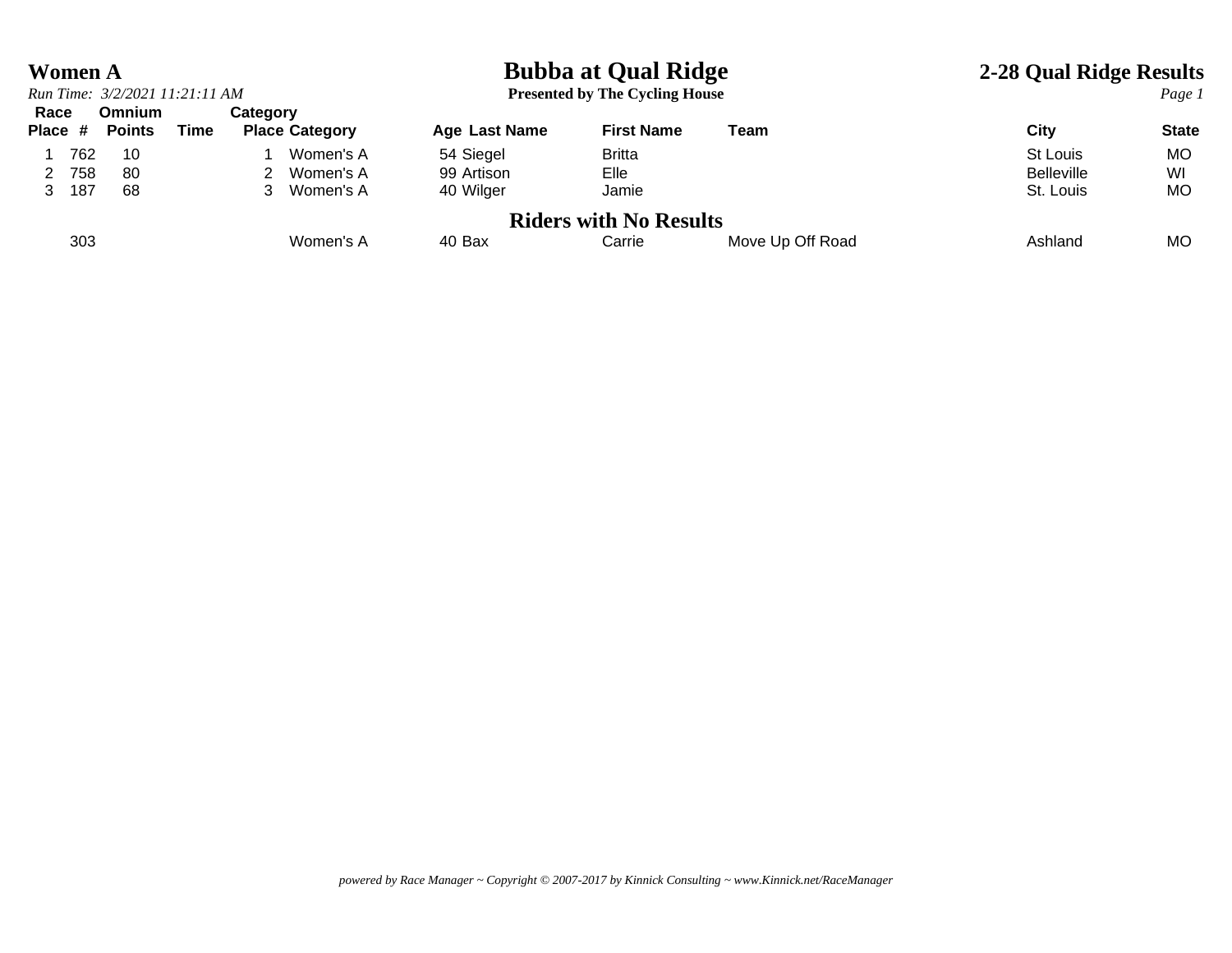# Women A

## Bubba at Qual Ridge

**Presented by The Cycling House**

## 2-28 Qual Ridge Results

*Run Time: 3/2/2021 11:21:11 AM*

| Race Place | # | Omnium Points | Time | Category Place | Category | Age | Last Name | First Name | Team | City | State |
|---|---|---|---|---|---|---|---|---|---|---|---|
| 1 | 762 | 10 | | 1 | Women's A | 54 | Siegel | Britta | | St Louis | MO |
| 2 | 758 | 80 | | 2 | Women's A | 99 | Artison | Elle | | Belleville | WI |
| 3 | 187 | 68 | | 3 | Women's A | 40 | Wilger | Jamie | | St. Louis | MO |

## Riders with No Results

| Race Place | # | Omnium Points | Time | Category Place | Category | Age | Last Name | First Name | Team | City | State |
|---|---|---|---|---|---|---|---|---|---|---|---|
| | 303 | | | | Women's A | 40 | Bax | Carrie | Move Up Off Road | Ashland | MO |

*powered by Race Manager ~ Copyright © 2007-2017 by Kinnick Consulting ~ www.Kinnick.net/RaceManager*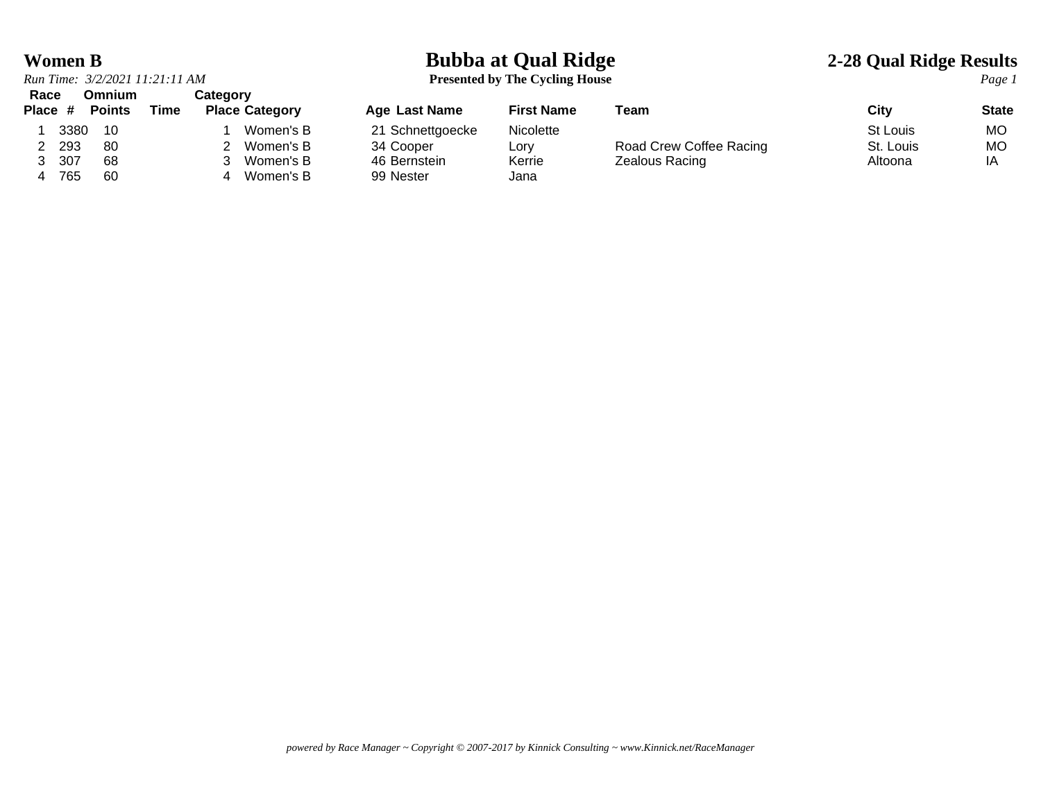# Bubba at Qual Ridge

**Presented by The Cycling House**

## Women B

*Run Time: 3/2/2021 11:21:11 AM*

## 2-28 Qual Ridge Results

| Race Place | # | Omnium Points | Time | Category Place | Category | Age | Last Name | First Name | Team | City | State |
|---|---|---|---|---|---|---|---|---|---|---|---|
| 1 | 3380 | 10 | | 1 | Women's B | 21 | Schnettgoecke | Nicolette | | St Louis | MO |
| 2 | 293 | 80 | | 2 | Women's B | 34 | Cooper | Lory | Road Crew Coffee Racing | St. Louis | MO |
| 3 | 307 | 68 | | 3 | Women's B | 46 | Bernstein | Kerrie | Zealous Racing | Altoona | IA |
| 4 | 765 | 60 | | 4 | Women's B | 99 | Nester | Jana | | | |

*powered by Race Manager ~ Copyright © 2007-2017 by Kinnick Consulting ~ www.Kinnick.net/RaceManager*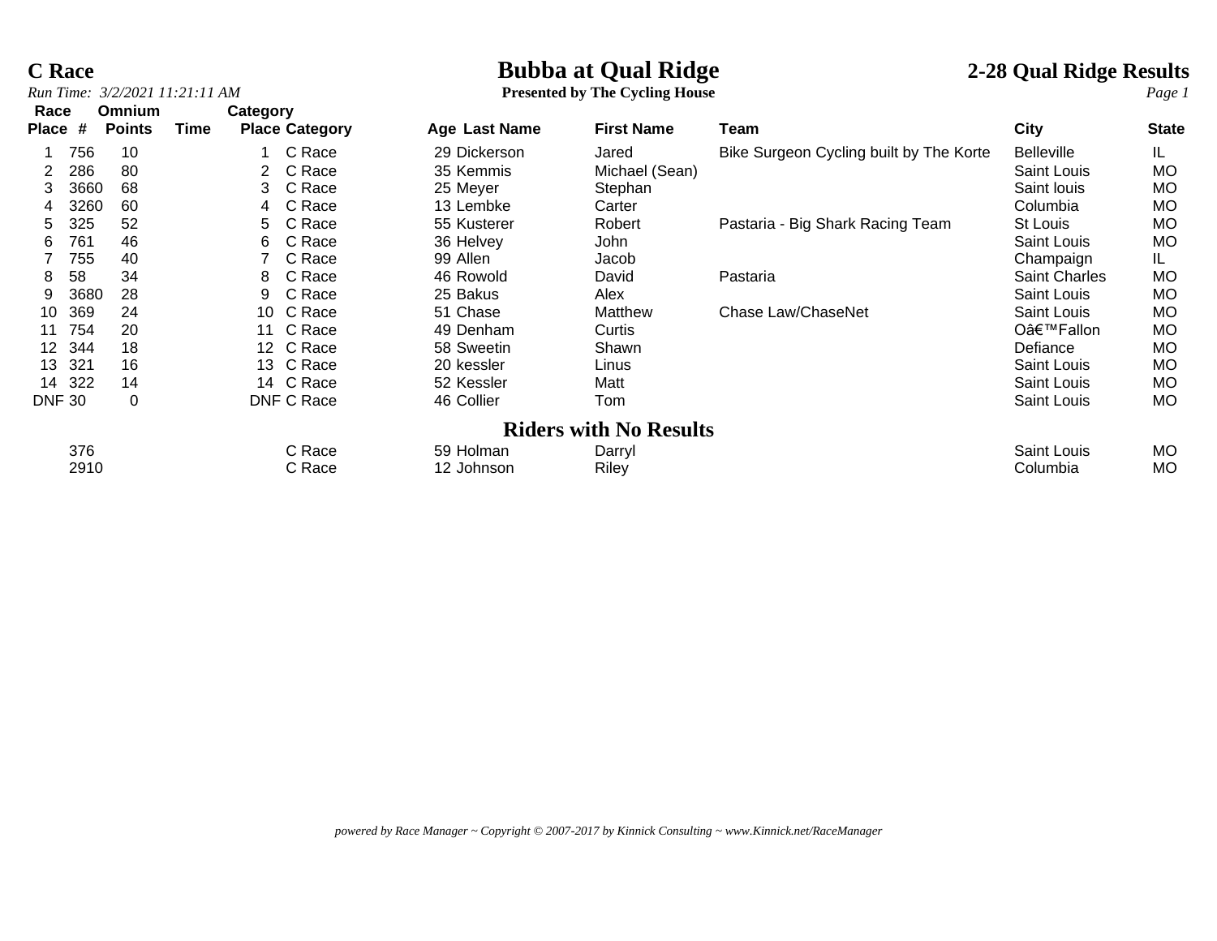# C Race

## Bubba at Qual Ridge

**Presented by The Cycling House**

## 2-28 Qual Ridge Results

*Run Time: 3/2/2021 11:21:11 AM*

| Race Place | # | Omnium Points | Time | Category Place | Category | Age | Last Name | First Name | Team | City | State |
|---|---|---|---|---|---|---|---|---|---|---|---|
| 1 | 756 | 10 | | 1 | C Race | 29 | Dickerson | Jared | Bike Surgeon Cycling built by The Korte | Belleville | IL |
| 2 | 286 | 80 | | 2 | C Race | 35 | Kemmis | Michael (Sean) | | Saint Louis | MO |
| 3 | 3660 | 68 | | 3 | C Race | 25 | Meyer | Stephan | | Saint louis | MO |
| 4 | 3260 | 60 | | 4 | C Race | 13 | Lembke | Carter | | Columbia | MO |
| 5 | 325 | 52 | | 5 | C Race | 55 | Kusterer | Robert | Pastaria - Big Shark Racing Team | St Louis | MO |
| 6 | 761 | 46 | | 6 | C Race | 36 | Helvey | John | | Saint Louis | MO |
| 7 | 755 | 40 | | 7 | C Race | 99 | Allen | Jacob | | Champaign | IL |
| 8 | 58 | 34 | | 8 | C Race | 46 | Rowold | David | Pastaria | Saint Charles | MO |
| 9 | 3680 | 28 | | 9 | C Race | 25 | Bakus | Alex | | Saint Louis | MO |
| 10 | 369 | 24 | | 10 | C Race | 51 | Chase | Matthew | Chase Law/ChaseNet | Saint Louis | MO |
| 11 | 754 | 20 | | 11 | C Race | 49 | Denham | Curtis | | Oâ€™Fallon | MO |
| 12 | 344 | 18 | | 12 | C Race | 58 | Sweetin | Shawn | | Defiance | MO |
| 13 | 321 | 16 | | 13 | C Race | 20 | kessler | Linus | | Saint Louis | MO |
| 14 | 322 | 14 | | 14 | C Race | 52 | Kessler | Matt | | Saint Louis | MO |
| DNF | 30 | 0 | | DNF | C Race | 46 | Collier | Tom | | Saint Louis | MO |

## Riders with No Results

| Race Place | # | Omnium Points | Time | Category Place | Category | Age | Last Name | First Name | Team | City | State |
|---|---|---|---|---|---|---|---|---|---|---|---|
| | 376 | | | | C Race | 59 | Holman | Darryl | | Saint Louis | MO |
| | 2910 | | | | C Race | 12 | Johnson | Riley | | Columbia | MO |

*powered by Race Manager ~ Copyright © 2007-2017 by Kinnick Consulting ~ www.Kinnick.net/RaceManager*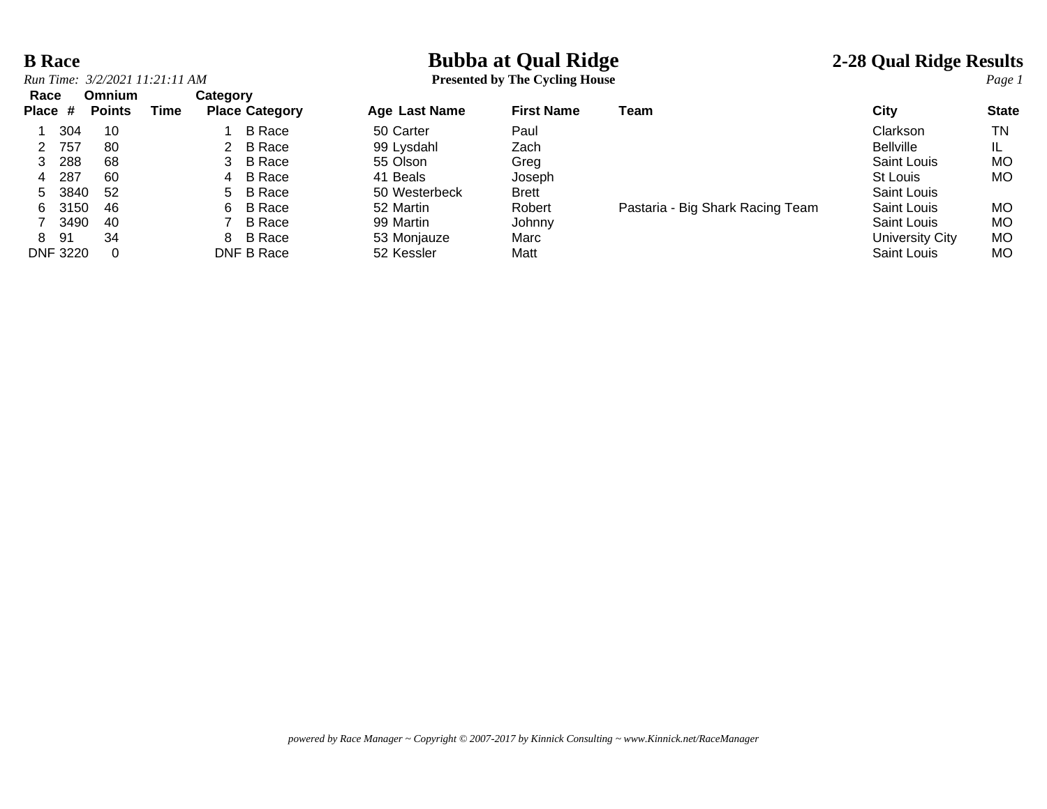# B Race

*Run Time: 3/2/2021 11:21:11 AM*

## Bubba at Qual Ridge

**Presented by The Cycling House**

## 2-28 Qual Ridge Results

| Race Place | # | Omnium Points | Time | Category Place | Category | Age | Last Name | First Name | Team | City | State |
|---|---|---|---|---|---|---|---|---|---|---|---|
| 1 | 304 | 10 | | 1 | B Race | 50 | Carter | Paul | | Clarkson | TN |
| 2 | 757 | 80 | | 2 | B Race | 99 | Lysdahl | Zach | | Bellville | IL |
| 3 | 288 | 68 | | 3 | B Race | 55 | Olson | Greg | | Saint Louis | MO |
| 4 | 287 | 60 | | 4 | B Race | 41 | Beals | Joseph | | St Louis | MO |
| 5 | 3840 | 52 | | 5 | B Race | 50 | Westerbeck | Brett | | Saint Louis | |
| 6 | 3150 | 46 | | 6 | B Race | 52 | Martin | Robert | Pastaria - Big Shark Racing Team | Saint Louis | MO |
| 7 | 3490 | 40 | | 7 | B Race | 99 | Martin | Johnny | | Saint Louis | MO |
| 8 | 91 | 34 | | 8 | B Race | 53 | Monjauze | Marc | | University City | MO |
| DNF | 3220 | 0 | | DNF | B Race | 52 | Kessler | Matt | | Saint Louis | MO |

*powered by Race Manager ~ Copyright © 2007-2017 by Kinnick Consulting ~ www.Kinnick.net/RaceManager*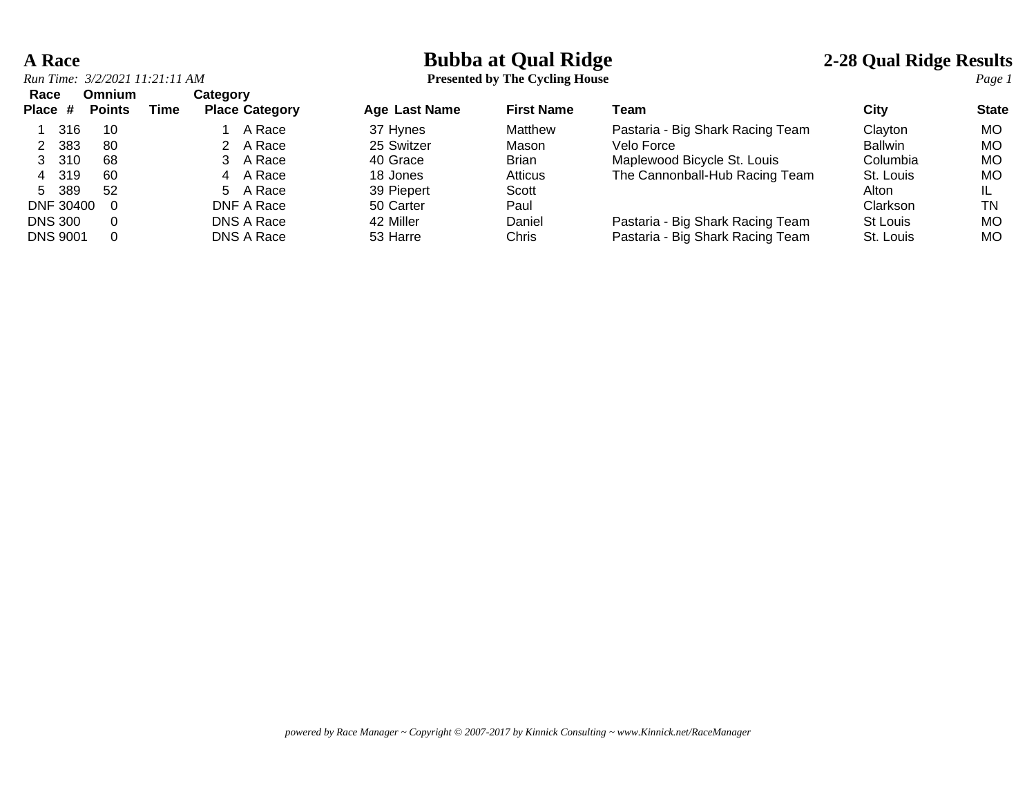# A Race

*Run Time: 3/2/2021 11:21:11 AM*

# Bubba at Qual Ridge

**Presented by The Cycling House**

# 2-28 Qual Ridge Results

| Race Place | # | Omnium Points | Time | Category Place | Category | Age | Last Name | First Name | Team | City | State |
|---|---|---|---|---|---|---|---|---|---|---|---|
| 1 | 316 | 10 | | 1 | A Race | 37 | Hynes | Matthew | Pastaria - Big Shark Racing Team | Clayton | MO |
| 2 | 383 | 80 | | 2 | A Race | 25 | Switzer | Mason | Velo Force | Ballwin | MO |
| 3 | 310 | 68 | | 3 | A Race | 40 | Grace | Brian | Maplewood Bicycle St. Louis | Columbia | MO |
| 4 | 319 | 60 | | 4 | A Race | 18 | Jones | Atticus | The Cannonball-Hub Racing Team | St. Louis | MO |
| 5 | 389 | 52 | | 5 | A Race | 39 | Piepert | Scott | | Alton | IL |
| DNF | 30400 | 0 | | DNF | A Race | 50 | Carter | Paul | | Clarkson | TN |
| DNS | 300 | 0 | | DNS | A Race | 42 | Miller | Daniel | Pastaria - Big Shark Racing Team | St Louis | MO |
| DNS | 9001 | 0 | | DNS | A Race | 53 | Harre | Chris | Pastaria - Big Shark Racing Team | St. Louis | MO |

*powered by Race Manager ~ Copyright © 2007-2017 by Kinnick Consulting ~ www.Kinnick.net/RaceManager*